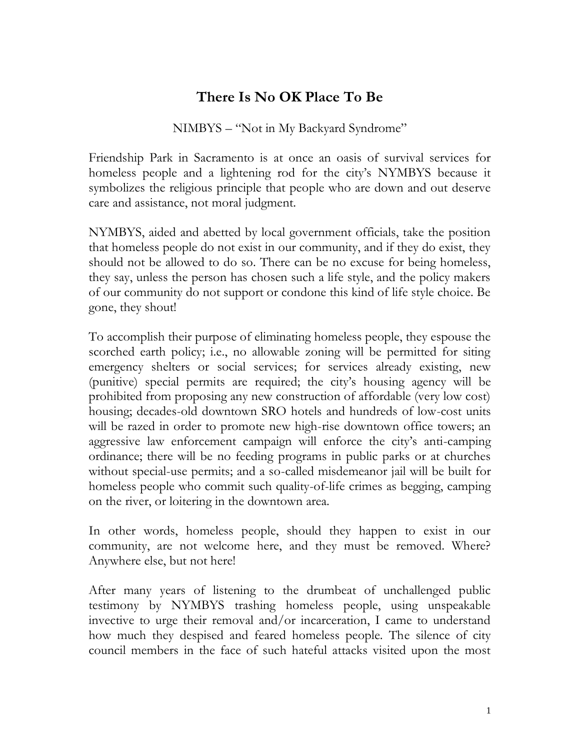# There Is No OK Place To Be

NIMBYS – "Not in My Backyard Syndrome"

Friendship Park in Sacramento is at once an oasis of survival services for homeless people and a lightening rod for the city's NYMBYS because it symbolizes the religious principle that people who are down and out deserve care and assistance, not moral judgment.

NYMBYS, aided and abetted by local government officials, take the position that homeless people do not exist in our community, and if they do exist, they should not be allowed to do so. There can be no excuse for being homeless, they say, unless the person has chosen such a life style, and the policy makers of our community do not support or condone this kind of life style choice. Be gone, they shout!

To accomplish their purpose of eliminating homeless people, they espouse the scorched earth policy; i.e., no allowable zoning will be permitted for siting emergency shelters or social services; for services already existing, new (punitive) special permits are required; the city's housing agency will be prohibited from proposing any new construction of affordable (very low cost) housing; decades-old downtown SRO hotels and hundreds of low-cost units will be razed in order to promote new high-rise downtown office towers; an aggressive law enforcement campaign will enforce the city's anti-camping ordinance; there will be no feeding programs in public parks or at churches without special-use permits; and a so-called misdemeanor jail will be built for homeless people who commit such quality-of-life crimes as begging, camping on the river, or loitering in the downtown area.

In other words, homeless people, should they happen to exist in our community, are not welcome here, and they must be removed. Where? Anywhere else, but not here!

After many years of listening to the drumbeat of unchallenged public testimony by NYMBYS trashing homeless people, using unspeakable invective to urge their removal and/or incarceration, I came to understand how much they despised and feared homeless people. The silence of city council members in the face of such hateful attacks visited upon the most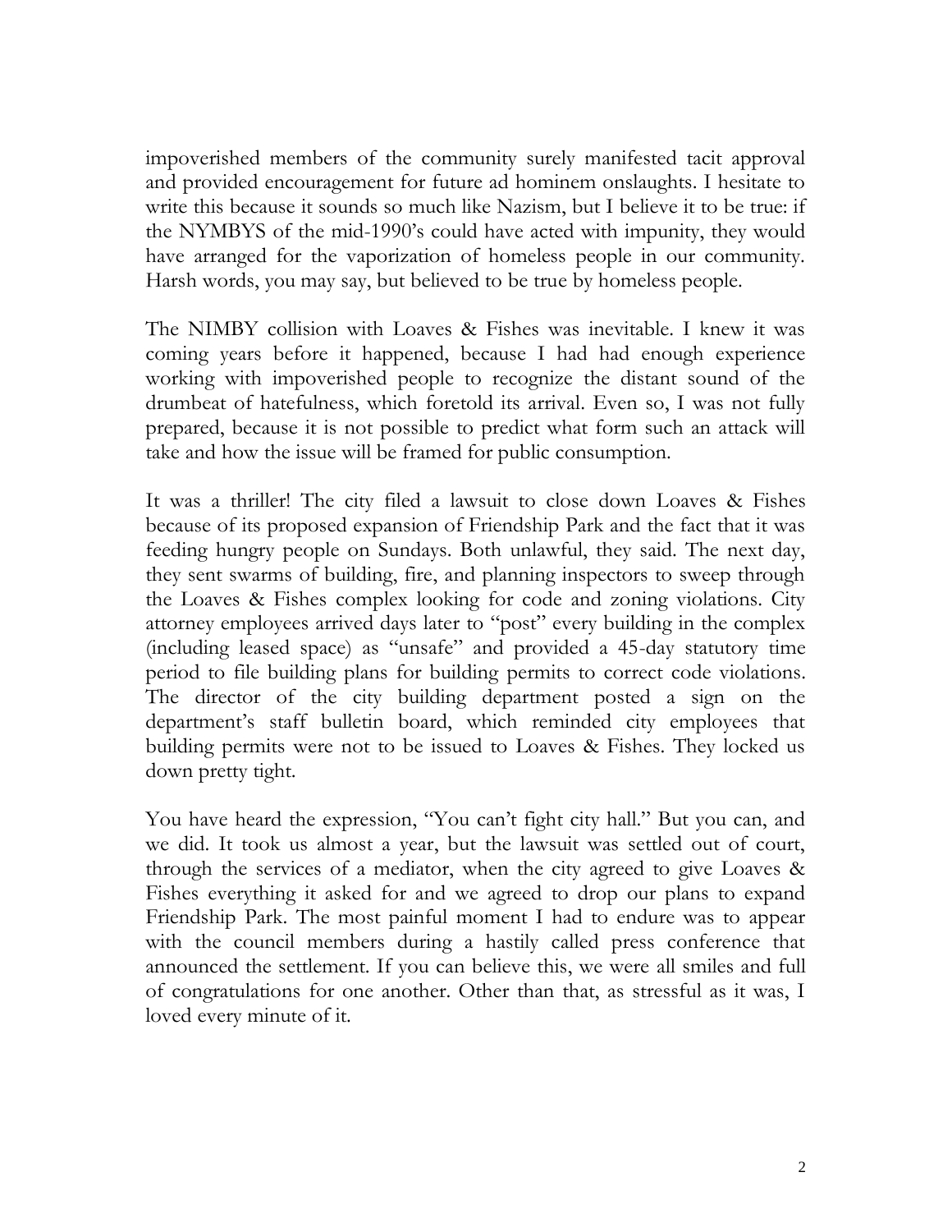impoverished members of the community surely manifested tacit approval and provided encouragement for future ad hominem onslaughts. I hesitate to write this because it sounds so much like Nazism, but I believe it to be true: if the NYMBYS of the mid-1990's could have acted with impunity, they would have arranged for the vaporization of homeless people in our community. Harsh words, you may say, but believed to be true by homeless people.

The NIMBY collision with Loaves & Fishes was inevitable. I knew it was coming years before it happened, because I had had enough experience working with impoverished people to recognize the distant sound of the drumbeat of hatefulness, which foretold its arrival. Even so, I was not fully prepared, because it is not possible to predict what form such an attack will take and how the issue will be framed for public consumption.

It was a thriller! The city filed a lawsuit to close down Loaves & Fishes because of its proposed expansion of Friendship Park and the fact that it was feeding hungry people on Sundays. Both unlawful, they said. The next day, they sent swarms of building, fire, and planning inspectors to sweep through the Loaves & Fishes complex looking for code and zoning violations. City attorney employees arrived days later to "post" every building in the complex (including leased space) as "unsafe" and provided a 45-day statutory time period to file building plans for building permits to correct code violations. The director of the city building department posted a sign on the department's staff bulletin board, which reminded city employees that building permits were not to be issued to Loaves & Fishes. They locked us down pretty tight.

You have heard the expression, "You can't fight city hall." But you can, and we did. It took us almost a year, but the lawsuit was settled out of court, through the services of a mediator, when the city agreed to give Loaves & Fishes everything it asked for and we agreed to drop our plans to expand Friendship Park. The most painful moment I had to endure was to appear with the council members during a hastily called press conference that announced the settlement. If you can believe this, we were all smiles and full of congratulations for one another. Other than that, as stressful as it was, I loved every minute of it.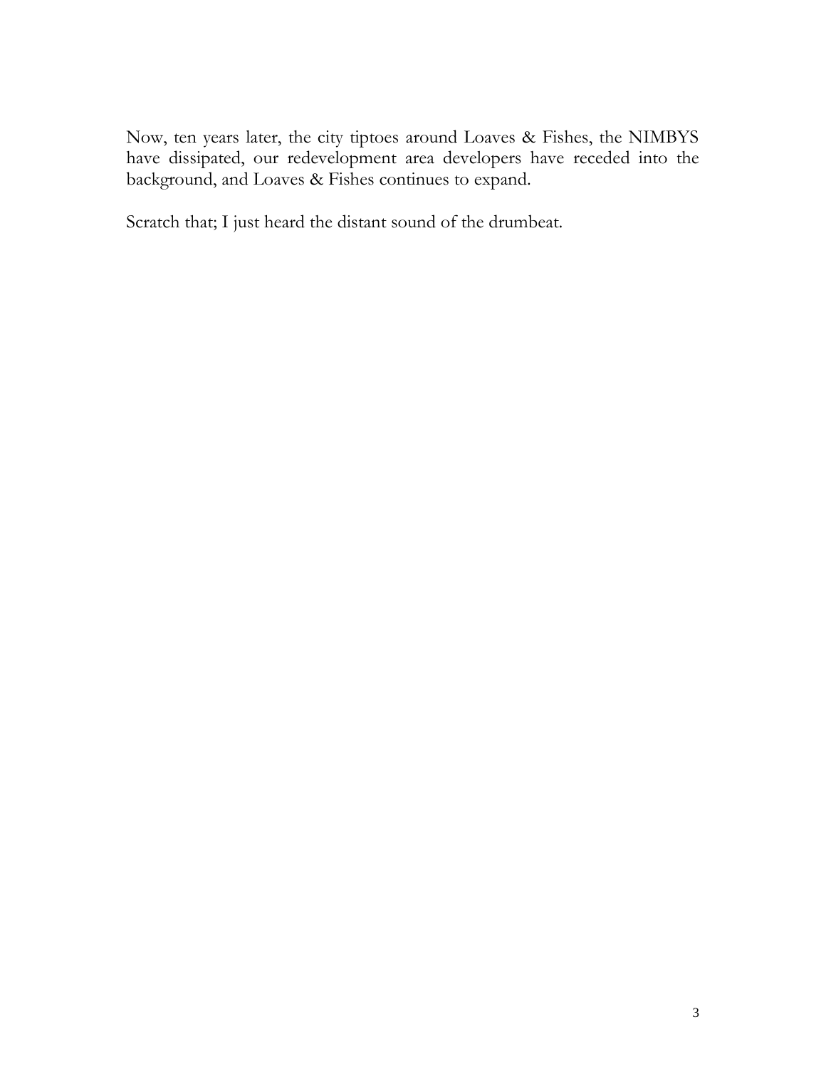Now, ten years later, the city tiptoes around Loaves & Fishes, the NIMBYS have dissipated, our redevelopment area developers have receded into the background, and Loaves & Fishes continues to expand.

Scratch that; I just heard the distant sound of the drumbeat.